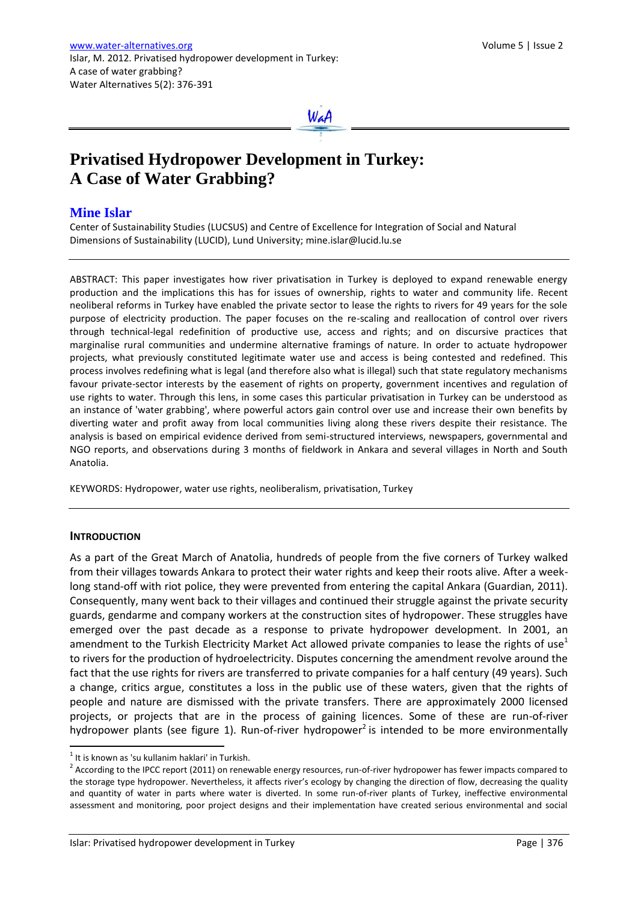# Privatised Hydropower Development in Turkey: A Case of Water Grabbing?

## Mine Islar

Center of Sustainability Studies (LUCSUS) and Centre of Excellence for Integration of Social and Natural Dimensions of Sustainability (LUCID), Lund University; mine.islar@lucid.lu.se

---

ABSTRACT: This paper investigates how river privatisation in Turkey is deployed to expand renewable energy production and the implications this has for issues of ownership, rights to water and community life. Recent neoliberal reforms in Turkey have enabled the private sector to lease the rights to rivers for 49 years for the sole purpose of electricity production. The paper focuses on the re-scaling and reallocation of control over rivers through technical-legal redefinition of productive use, access and rights; and on discursive practices that marginalise rural communities and undermine alternative framings of nature. In order to actuate hydropower projects, what previously constituted legitimate water use and access is being contested and redefined. This process involves redefining what is legal (and therefore also what is illegal) such that state regulatory mechanisms favour private-sector interests by the easement of rights on property, government incentives and regulation of use rights to water. Through this lens, in some cases this particular privatisation in Turkey can be understood as an instance of 'water grabbing', where powerful actors gain control over use and increase their own benefits by diverting water and profit away from local communities living along these rivers despite their resistance. The analysis is based on empirical evidence derived from semi-structured interviews, newspapers, governmental and NGO reports, and observations during 3 months of fieldwork in Ankara and several villages in North and South Anatolia.

KEYWORDS: Hydropower, water use rights, neoliberalism, privatisation, Turkey

---

## INTRODUCTION

As a part of the Great March of Anatolia, hundreds of people from the five corners of Turkey walked from their villages towards Ankara to protect their water rights and keep their roots alive. After a week-long stand-off with riot police, they were prevented from entering the capital Ankara (Guardian, 2011). Consequently, many went back to their villages and continued their struggle against the private security guards, gendarme and company workers at the construction sites of hydropower. These struggles have emerged over the past decade as a response to private hydropower development. In 2001, an amendment to the Turkish Electricity Market Act allowed private companies to lease the rights of use[1] to rivers for the production of hydroelectricity. Disputes concerning the amendment revolve around the fact that the use rights for rivers are transferred to private companies for a half century (49 years). Such a change, critics argue, constitutes a loss in the public use of these waters, given that the rights of people and nature are dismissed with the private transfers. There are approximately 2000 licensed projects, or projects that are in the process of gaining licences. Some of these are run-of-river hydropower plants (see figure 1). Run-of-river hydropower[2] is intended to be more environmentally

---

[1] It is known as 'su kullanim haklari' in Turkish.

[2] According to the IPCC report (2011) on renewable energy resources, run-of-river hydropower has fewer impacts compared to the storage type hydropower. Nevertheless, it affects river's ecology by changing the direction of flow, decreasing the quality and quantity of water in parts where water is diverted. In some run-of-river plants of Turkey, ineffective environmental assessment and monitoring, poor project designs and their implementation have created serious environmental and social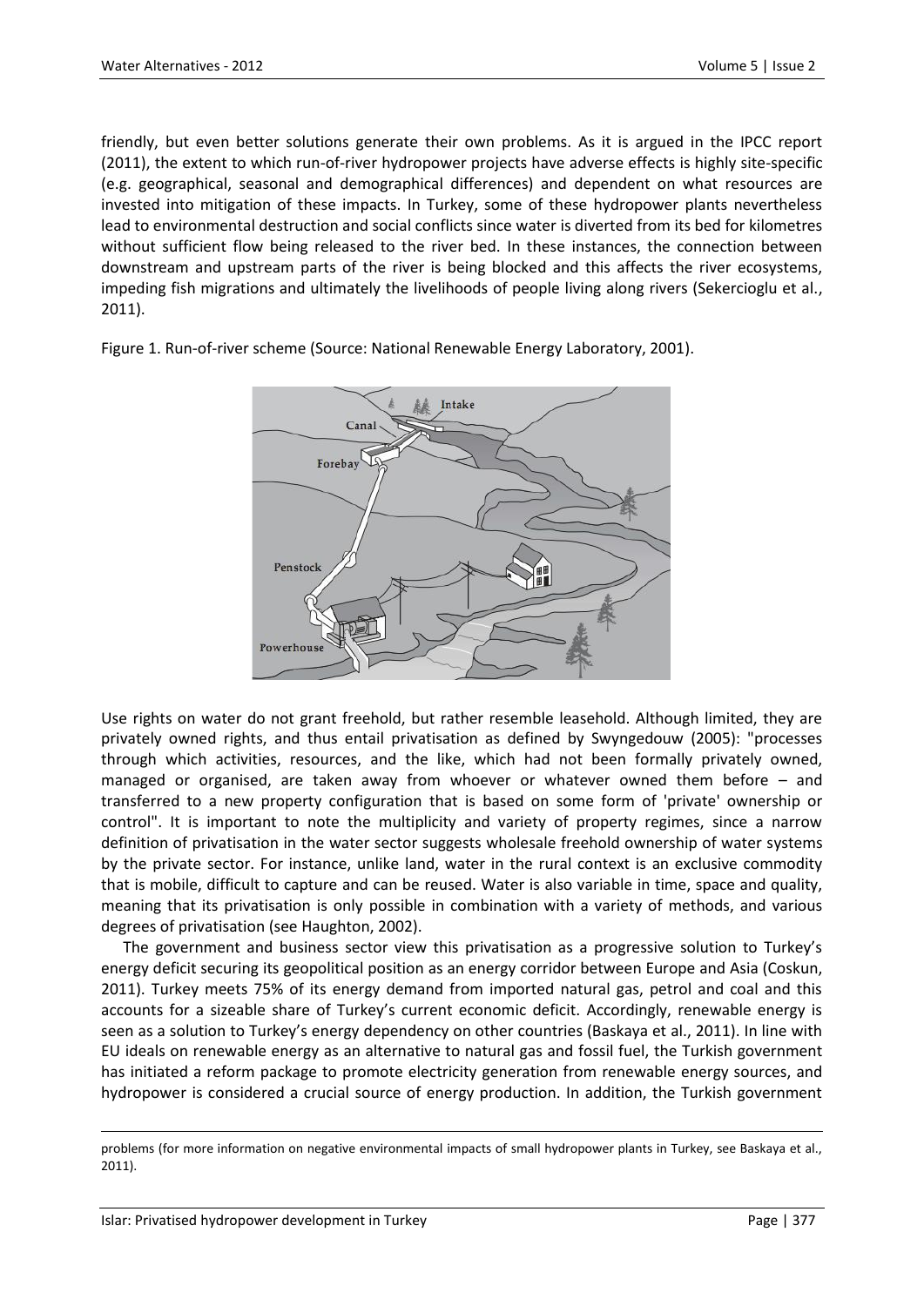friendly, but even better solutions generate their own problems. As it is argued in the IPCC report (2011), the extent to which run-of-river hydropower projects have adverse effects is highly site-specific (e.g. geographical, seasonal and demographical differences) and dependent on what resources are invested into mitigation of these impacts. In Turkey, some of these hydropower plants nevertheless lead to environmental destruction and social conflicts since water is diverted from its bed for kilometres without sufficient flow being released to the river bed. In these instances, the connection between downstream and upstream parts of the river is being blocked and this affects the river ecosystems, impeding fish migrations and ultimately the livelihoods of people living along rivers (Sekercioglu et al., 2011).

Figure 1. Run-of-river scheme (Source: National Renewable Energy Laboratory, 2001).

Use rights on water do not grant freehold, but rather resemble leasehold. Although limited, they are privately owned rights, and thus entail privatisation as defined by Swyngedouw (2005): "processes through which activities, resources, and the like, which had not been formally privately owned, managed or organised, are taken away from whoever or whatever owned them before – and transferred to a new property configuration that is based on some form of 'private' ownership or control". It is important to note the multiplicity and variety of property regimes, since a narrow definition of privatisation in the water sector suggests wholesale freehold ownership of water systems by the private sector. For instance, unlike land, water in the rural context is an exclusive commodity that is mobile, difficult to capture and can be reused. Water is also variable in time, space and quality, meaning that its privatisation is only possible in combination with a variety of methods, and various degrees of privatisation (see Haughton, 2002).

The government and business sector view this privatisation as a progressive solution to Turkey's energy deficit securing its geopolitical position as an energy corridor between Europe and Asia (Coskun, 2011). Turkey meets 75% of its energy demand from imported natural gas, petrol and coal and this accounts for a sizeable share of Turkey's current economic deficit. Accordingly, renewable energy is seen as a solution to Turkey's energy dependency on other countries (Baskaya et al., 2011). In line with EU ideals on renewable energy as an alternative to natural gas and fossil fuel, the Turkish government has initiated a reform package to promote electricity generation from renewable energy sources, and hydropower is considered a crucial source of energy production. In addition, the Turkish government

problems (for more information on negative environmental impacts of small hydropower plants in Turkey, see Baskaya et al., 2011).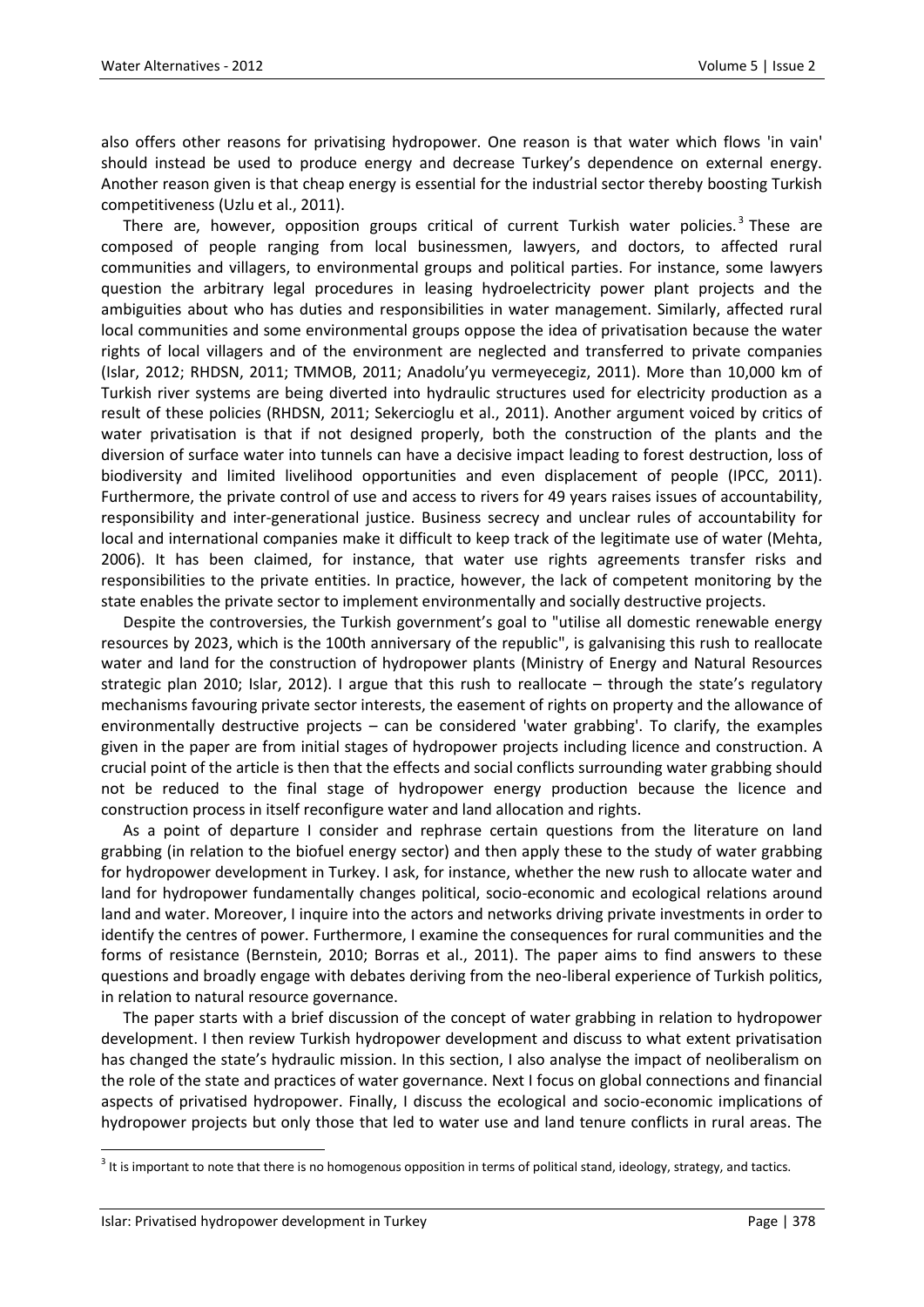also offers other reasons for privatising hydropower. One reason is that water which flows 'in vain' should instead be used to produce energy and decrease Turkey's dependence on external energy. Another reason given is that cheap energy is essential for the industrial sector thereby boosting Turkish competitiveness (Uzlu et al., 2011).

There are, however, opposition groups critical of current Turkish water policies.[3] These are composed of people ranging from local businessmen, lawyers, and doctors, to affected rural communities and villagers, to environmental groups and political parties. For instance, some lawyers question the arbitrary legal procedures in leasing hydroelectricity power plant projects and the ambiguities about who has duties and responsibilities in water management. Similarly, affected rural local communities and some environmental groups oppose the idea of privatisation because the water rights of local villagers and of the environment are neglected and transferred to private companies (Islar, 2012; RHDSN, 2011; TMMOB, 2011; Anadolu'yu vermeyecegiz, 2011). More than 10,000 km of Turkish river systems are being diverted into hydraulic structures used for electricity production as a result of these policies (RHDSN, 2011; Sekercioglu et al., 2011). Another argument voiced by critics of water privatisation is that if not designed properly, both the construction of the plants and the diversion of surface water into tunnels can have a decisive impact leading to forest destruction, loss of biodiversity and limited livelihood opportunities and even displacement of people (IPCC, 2011). Furthermore, the private control of use and access to rivers for 49 years raises issues of accountability, responsibility and inter-generational justice. Business secrecy and unclear rules of accountability for local and international companies make it difficult to keep track of the legitimate use of water (Mehta, 2006). It has been claimed, for instance, that water use rights agreements transfer risks and responsibilities to the private entities. In practice, however, the lack of competent monitoring by the state enables the private sector to implement environmentally and socially destructive projects.

Despite the controversies, the Turkish government's goal to "utilise all domestic renewable energy resources by 2023, which is the 100th anniversary of the republic", is galvanising this rush to reallocate water and land for the construction of hydropower plants (Ministry of Energy and Natural Resources strategic plan 2010; Islar, 2012). I argue that this rush to reallocate – through the state's regulatory mechanisms favouring private sector interests, the easement of rights on property and the allowance of environmentally destructive projects – can be considered 'water grabbing'. To clarify, the examples given in the paper are from initial stages of hydropower projects including licence and construction. A crucial point of the article is then that the effects and social conflicts surrounding water grabbing should not be reduced to the final stage of hydropower energy production because the licence and construction process in itself reconfigure water and land allocation and rights.

As a point of departure I consider and rephrase certain questions from the literature on land grabbing (in relation to the biofuel energy sector) and then apply these to the study of water grabbing for hydropower development in Turkey. I ask, for instance, whether the new rush to allocate water and land for hydropower fundamentally changes political, socio-economic and ecological relations around land and water. Moreover, I inquire into the actors and networks driving private investments in order to identify the centres of power. Furthermore, I examine the consequences for rural communities and the forms of resistance (Bernstein, 2010; Borras et al., 2011). The paper aims to find answers to these questions and broadly engage with debates deriving from the neo-liberal experience of Turkish politics, in relation to natural resource governance.

The paper starts with a brief discussion of the concept of water grabbing in relation to hydropower development. I then review Turkish hydropower development and discuss to what extent privatisation has changed the state's hydraulic mission. In this section, I also analyse the impact of neoliberalism on the role of the state and practices of water governance. Next I focus on global connections and financial aspects of privatised hydropower. Finally, I discuss the ecological and socio-economic implications of hydropower projects but only those that led to water use and land tenure conflicts in rural areas. The

[3] It is important to note that there is no homogenous opposition in terms of political stand, ideology, strategy, and tactics.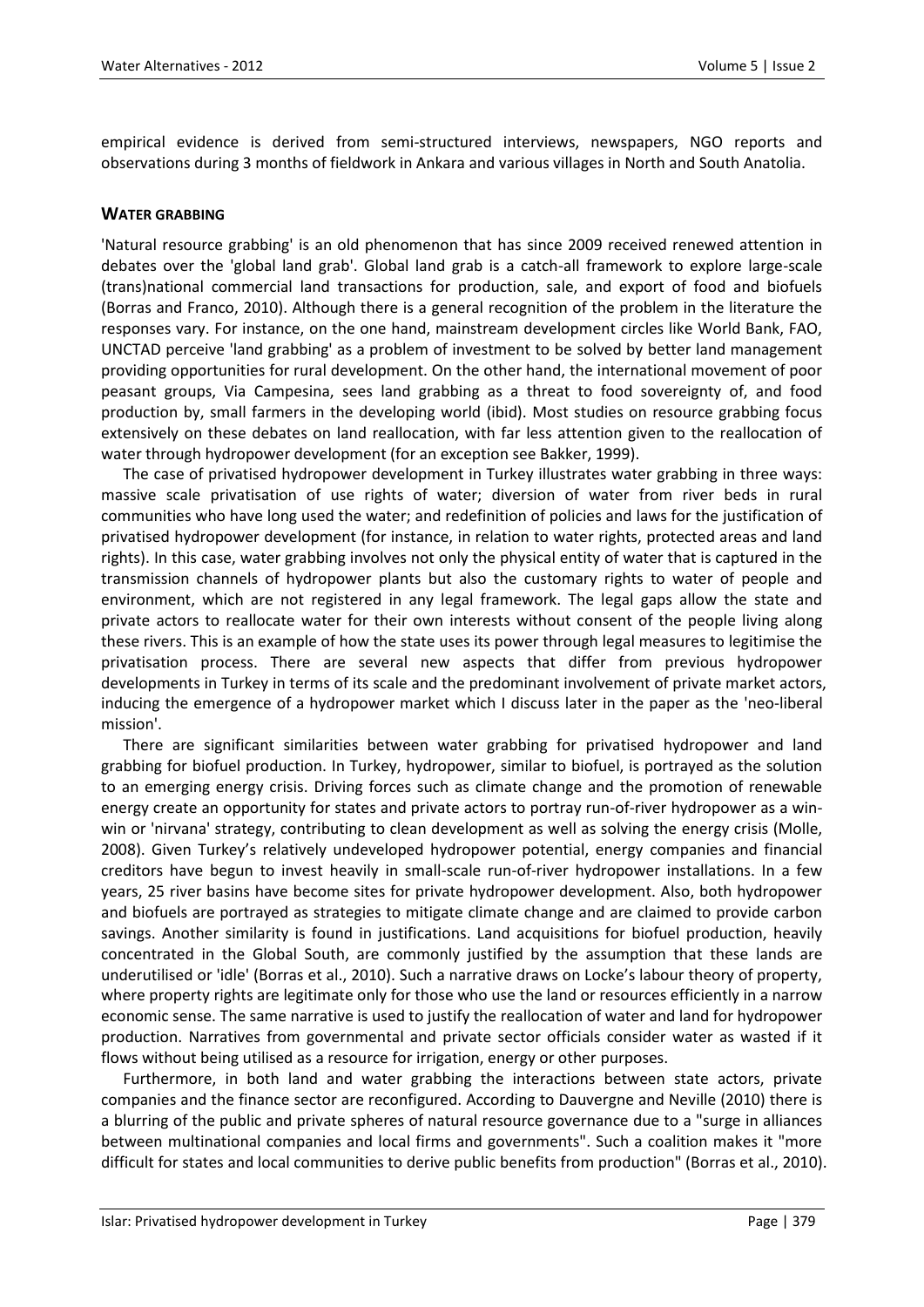empirical evidence is derived from semi-structured interviews, newspapers, NGO reports and observations during 3 months of fieldwork in Ankara and various villages in North and South Anatolia.

## WATER GRABBING

'Natural resource grabbing' is an old phenomenon that has since 2009 received renewed attention in debates over the 'global land grab'. Global land grab is a catch-all framework to explore large-scale (trans)national commercial land transactions for production, sale, and export of food and biofuels (Borras and Franco, 2010). Although there is a general recognition of the problem in the literature the responses vary. For instance, on the one hand, mainstream development circles like World Bank, FAO, UNCTAD perceive 'land grabbing' as a problem of investment to be solved by better land management providing opportunities for rural development. On the other hand, the international movement of poor peasant groups, Via Campesina, sees land grabbing as a threat to food sovereignty of, and food production by, small farmers in the developing world (ibid). Most studies on resource grabbing focus extensively on these debates on land reallocation, with far less attention given to the reallocation of water through hydropower development (for an exception see Bakker, 1999).

The case of privatised hydropower development in Turkey illustrates water grabbing in three ways: massive scale privatisation of use rights of water; diversion of water from river beds in rural communities who have long used the water; and redefinition of policies and laws for the justification of privatised hydropower development (for instance, in relation to water rights, protected areas and land rights). In this case, water grabbing involves not only the physical entity of water that is captured in the transmission channels of hydropower plants but also the customary rights to water of people and environment, which are not registered in any legal framework. The legal gaps allow the state and private actors to reallocate water for their own interests without consent of the people living along these rivers. This is an example of how the state uses its power through legal measures to legitimise the privatisation process. There are several new aspects that differ from previous hydropower developments in Turkey in terms of its scale and the predominant involvement of private market actors, inducing the emergence of a hydropower market which I discuss later in the paper as the 'neo-liberal mission'.

There are significant similarities between water grabbing for privatised hydropower and land grabbing for biofuel production. In Turkey, hydropower, similar to biofuel, is portrayed as the solution to an emerging energy crisis. Driving forces such as climate change and the promotion of renewable energy create an opportunity for states and private actors to portray run-of-river hydropower as a win-win or 'nirvana' strategy, contributing to clean development as well as solving the energy crisis (Molle, 2008). Given Turkey's relatively undeveloped hydropower potential, energy companies and financial creditors have begun to invest heavily in small-scale run-of-river hydropower installations. In a few years, 25 river basins have become sites for private hydropower development. Also, both hydropower and biofuels are portrayed as strategies to mitigate climate change and are claimed to provide carbon savings. Another similarity is found in justifications. Land acquisitions for biofuel production, heavily concentrated in the Global South, are commonly justified by the assumption that these lands are underutilised or 'idle' (Borras et al., 2010). Such a narrative draws on Locke's labour theory of property, where property rights are legitimate only for those who use the land or resources efficiently in a narrow economic sense. The same narrative is used to justify the reallocation of water and land for hydropower production. Narratives from governmental and private sector officials consider water as wasted if it flows without being utilised as a resource for irrigation, energy or other purposes.

Furthermore, in both land and water grabbing the interactions between state actors, private companies and the finance sector are reconfigured. According to Dauvergne and Neville (2010) there is a blurring of the public and private spheres of natural resource governance due to a "surge in alliances between multinational companies and local firms and governments". Such a coalition makes it "more difficult for states and local communities to derive public benefits from production" (Borras et al., 2010).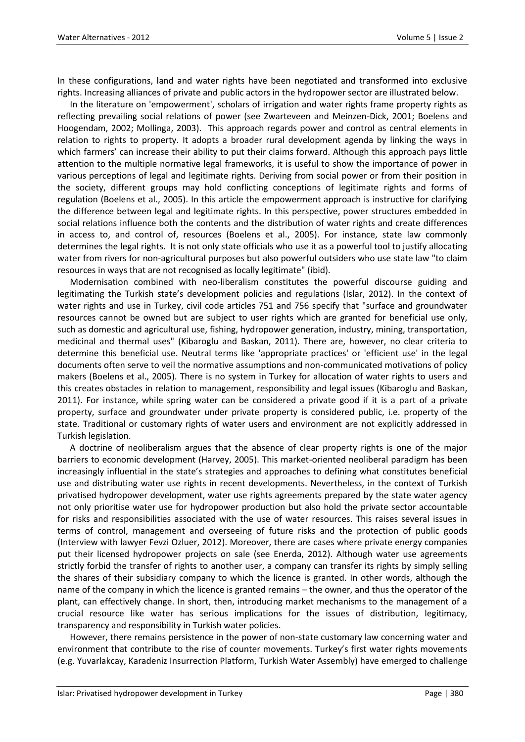In these configurations, land and water rights have been negotiated and transformed into exclusive rights. Increasing alliances of private and public actors in the hydropower sector are illustrated below.

In the literature on 'empowerment', scholars of irrigation and water rights frame property rights as reflecting prevailing social relations of power (see Zwarteveen and Meinzen-Dick, 2001; Boelens and Hoogendam, 2002; Mollinga, 2003). This approach regards power and control as central elements in relation to rights to property. It adopts a broader rural development agenda by linking the ways in which farmers' can increase their ability to put their claims forward. Although this approach pays little attention to the multiple normative legal frameworks, it is useful to show the importance of power in various perceptions of legal and legitimate rights. Deriving from social power or from their position in the society, different groups may hold conflicting conceptions of legitimate rights and forms of regulation (Boelens et al., 2005). In this article the empowerment approach is instructive for clarifying the difference between legal and legitimate rights. In this perspective, power structures embedded in social relations influence both the contents and the distribution of water rights and create differences in access to, and control of, resources (Boelens et al., 2005). For instance, state law commonly determines the legal rights. It is not only state officials who use it as a powerful tool to justify allocating water from rivers for non-agricultural purposes but also powerful outsiders who use state law "to claim resources in ways that are not recognised as locally legitimate" (ibid).

Modernisation combined with neo-liberalism constitutes the powerful discourse guiding and legitimating the Turkish state's development policies and regulations (Islar, 2012). In the context of water rights and use in Turkey, civil code articles 751 and 756 specify that "surface and groundwater resources cannot be owned but are subject to user rights which are granted for beneficial use only, such as domestic and agricultural use, fishing, hydropower generation, industry, mining, transportation, medicinal and thermal uses" (Kibaroglu and Baskan, 2011). There are, however, no clear criteria to determine this beneficial use. Neutral terms like 'appropriate practices' or 'efficient use' in the legal documents often serve to veil the normative assumptions and non-communicated motivations of policy makers (Boelens et al., 2005). There is no system in Turkey for allocation of water rights to users and this creates obstacles in relation to management, responsibility and legal issues (Kibaroglu and Baskan, 2011). For instance, while spring water can be considered a private good if it is a part of a private property, surface and groundwater under private property is considered public, i.e. property of the state. Traditional or customary rights of water users and environment are not explicitly addressed in Turkish legislation.

A doctrine of neoliberalism argues that the absence of clear property rights is one of the major barriers to economic development (Harvey, 2005). This market-oriented neoliberal paradigm has been increasingly influential in the state's strategies and approaches to defining what constitutes beneficial use and distributing water use rights in recent developments. Nevertheless, in the context of Turkish privatised hydropower development, water use rights agreements prepared by the state water agency not only prioritise water use for hydropower production but also hold the private sector accountable for risks and responsibilities associated with the use of water resources. This raises several issues in terms of control, management and overseeing of future risks and the protection of public goods (Interview with lawyer Fevzi Ozluer, 2012). Moreover, there are cases where private energy companies put their licensed hydropower projects on sale (see Enerda, 2012). Although water use agreements strictly forbid the transfer of rights to another user, a company can transfer its rights by simply selling the shares of their subsidiary company to which the licence is granted. In other words, although the name of the company in which the licence is granted remains – the owner, and thus the operator of the plant, can effectively change. In short, then, introducing market mechanisms to the management of a crucial resource like water has serious implications for the issues of distribution, legitimacy, transparency and responsibility in Turkish water policies.

However, there remains persistence in the power of non-state customary law concerning water and environment that contribute to the rise of counter movements. Turkey's first water rights movements (e.g. Yuvarlakcay, Karadeniz Insurrection Platform, Turkish Water Assembly) have emerged to challenge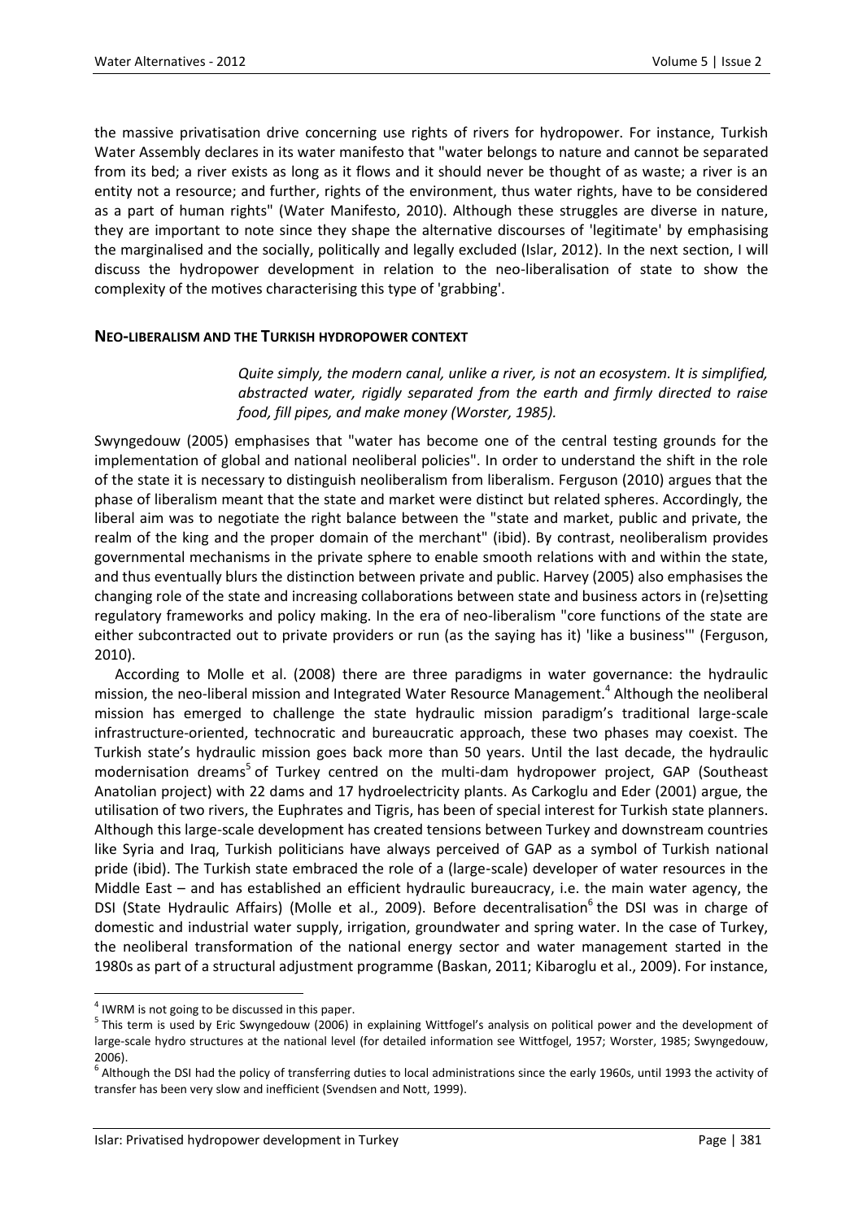the massive privatisation drive concerning use rights of rivers for hydropower. For instance, Turkish Water Assembly declares in its water manifesto that "water belongs to nature and cannot be separated from its bed; a river exists as long as it flows and it should never be thought of as waste; a river is an entity not a resource; and further, rights of the environment, thus water rights, have to be considered as a part of human rights" (Water Manifesto, 2010). Although these struggles are diverse in nature, they are important to note since they shape the alternative discourses of 'legitimate' by emphasising the marginalised and the socially, politically and legally excluded (Islar, 2012). In the next section, I will discuss the hydropower development in relation to the neo-liberalisation of state to show the complexity of the motives characterising this type of 'grabbing'.

## NEO-LIBERALISM AND THE TURKISH HYDROPOWER CONTEXT

> *Quite simply, the modern canal, unlike a river, is not an ecosystem. It is simplified, abstracted water, rigidly separated from the earth and firmly directed to raise food, fill pipes, and make money (Worster, 1985).*

Swyngedouw (2005) emphasises that "water has become one of the central testing grounds for the implementation of global and national neoliberal policies". In order to understand the shift in the role of the state it is necessary to distinguish neoliberalism from liberalism. Ferguson (2010) argues that the phase of liberalism meant that the state and market were distinct but related spheres. Accordingly, the liberal aim was to negotiate the right balance between the "state and market, public and private, the realm of the king and the proper domain of the merchant" (ibid). By contrast, neoliberalism provides governmental mechanisms in the private sphere to enable smooth relations with and within the state, and thus eventually blurs the distinction between private and public. Harvey (2005) also emphasises the changing role of the state and increasing collaborations between state and business actors in (re)setting regulatory frameworks and policy making. In the era of neo-liberalism "core functions of the state are either subcontracted out to private providers or run (as the saying has it) 'like a business'" (Ferguson, 2010).

According to Molle et al. (2008) there are three paradigms in water governance: the hydraulic mission, the neo-liberal mission and Integrated Water Resource Management.[4] Although the neoliberal mission has emerged to challenge the state hydraulic mission paradigm's traditional large-scale infrastructure-oriented, technocratic and bureaucratic approach, these two phases may coexist. The Turkish state's hydraulic mission goes back more than 50 years. Until the last decade, the hydraulic modernisation dreams[5] of Turkey centred on the multi-dam hydropower project, GAP (Southeast Anatolian project) with 22 dams and 17 hydroelectricity plants. As Carkoglu and Eder (2001) argue, the utilisation of two rivers, the Euphrates and Tigris, has been of special interest for Turkish state planners. Although this large-scale development has created tensions between Turkey and downstream countries like Syria and Iraq, Turkish politicians have always perceived of GAP as a symbol of Turkish national pride (ibid). The Turkish state embraced the role of a (large-scale) developer of water resources in the Middle East – and has established an efficient hydraulic bureaucracy, i.e. the main water agency, the DSI (State Hydraulic Affairs) (Molle et al., 2009). Before decentralisation[6] the DSI was in charge of domestic and industrial water supply, irrigation, groundwater and spring water. In the case of Turkey, the neoliberal transformation of the national energy sector and water management started in the 1980s as part of a structural adjustment programme (Baskan, 2011; Kibaroglu et al., 2009). For instance,

---

[4] IWRM is not going to be discussed in this paper.

[5] This term is used by Eric Swyngedouw (2006) in explaining Wittfogel's analysis on political power and the development of large-scale hydro structures at the national level (for detailed information see Wittfogel, 1957; Worster, 1985; Swyngedouw, 2006).

[6] Although the DSI had the policy of transferring duties to local administrations since the early 1960s, until 1993 the activity of transfer has been very slow and inefficient (Svendsen and Nott, 1999).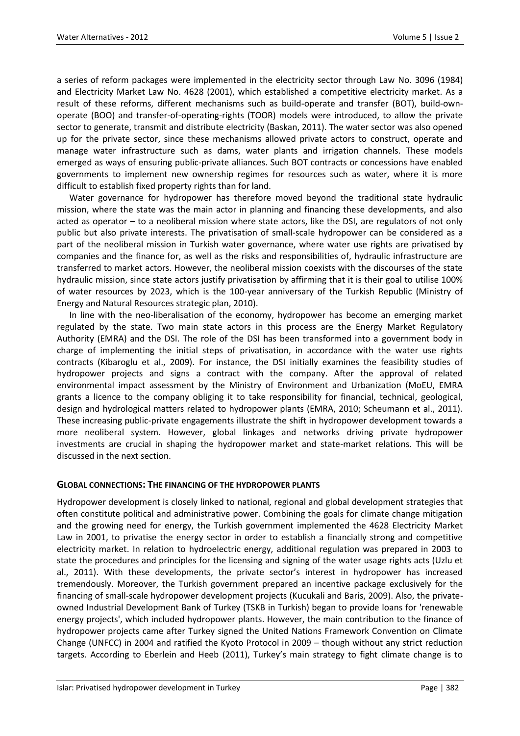a series of reform packages were implemented in the electricity sector through Law No. 3096 (1984) and Electricity Market Law No. 4628 (2001), which established a competitive electricity market. As a result of these reforms, different mechanisms such as build-operate and transfer (BOT), build-own-operate (BOO) and transfer-of-operating-rights (TOOR) models were introduced, to allow the private sector to generate, transmit and distribute electricity (Baskan, 2011). The water sector was also opened up for the private sector, since these mechanisms allowed private actors to construct, operate and manage water infrastructure such as dams, water plants and irrigation channels. These models emerged as ways of ensuring public-private alliances. Such BOT contracts or concessions have enabled governments to implement new ownership regimes for resources such as water, where it is more difficult to establish fixed property rights than for land.

Water governance for hydropower has therefore moved beyond the traditional state hydraulic mission, where the state was the main actor in planning and financing these developments, and also acted as operator – to a neoliberal mission where state actors, like the DSI, are regulators of not only public but also private interests. The privatisation of small-scale hydropower can be considered as a part of the neoliberal mission in Turkish water governance, where water use rights are privatised by companies and the finance for, as well as the risks and responsibilities of, hydraulic infrastructure are transferred to market actors. However, the neoliberal mission coexists with the discourses of the state hydraulic mission, since state actors justify privatisation by affirming that it is their goal to utilise 100% of water resources by 2023, which is the 100-year anniversary of the Turkish Republic (Ministry of Energy and Natural Resources strategic plan, 2010).

In line with the neo-liberalisation of the economy, hydropower has become an emerging market regulated by the state. Two main state actors in this process are the Energy Market Regulatory Authority (EMRA) and the DSI. The role of the DSI has been transformed into a government body in charge of implementing the initial steps of privatisation, in accordance with the water use rights contracts (Kibaroglu et al., 2009). For instance, the DSI initially examines the feasibility studies of hydropower projects and signs a contract with the company. After the approval of related environmental impact assessment by the Ministry of Environment and Urbanization (MoEU, EMRA grants a licence to the company obliging it to take responsibility for financial, technical, geological, design and hydrological matters related to hydropower plants (EMRA, 2010; Scheumann et al., 2011). These increasing public-private engagements illustrate the shift in hydropower development towards a more neoliberal system. However, global linkages and networks driving private hydropower investments are crucial in shaping the hydropower market and state-market relations. This will be discussed in the next section.

## Global connections: The financing of the hydropower plants

Hydropower development is closely linked to national, regional and global development strategies that often constitute political and administrative power. Combining the goals for climate change mitigation and the growing need for energy, the Turkish government implemented the 4628 Electricity Market Law in 2001, to privatise the energy sector in order to establish a financially strong and competitive electricity market. In relation to hydroelectric energy, additional regulation was prepared in 2003 to state the procedures and principles for the licensing and signing of the water usage rights acts (Uzlu et al., 2011). With these developments, the private sector's interest in hydropower has increased tremendously. Moreover, the Turkish government prepared an incentive package exclusively for the financing of small-scale hydropower development projects (Kucukali and Baris, 2009). Also, the private-owned Industrial Development Bank of Turkey (TSKB in Turkish) began to provide loans for 'renewable energy projects', which included hydropower plants. However, the main contribution to the finance of hydropower projects came after Turkey signed the United Nations Framework Convention on Climate Change (UNFCC) in 2004 and ratified the Kyoto Protocol in 2009 – though without any strict reduction targets. According to Eberlein and Heeb (2011), Turkey's main strategy to fight climate change is to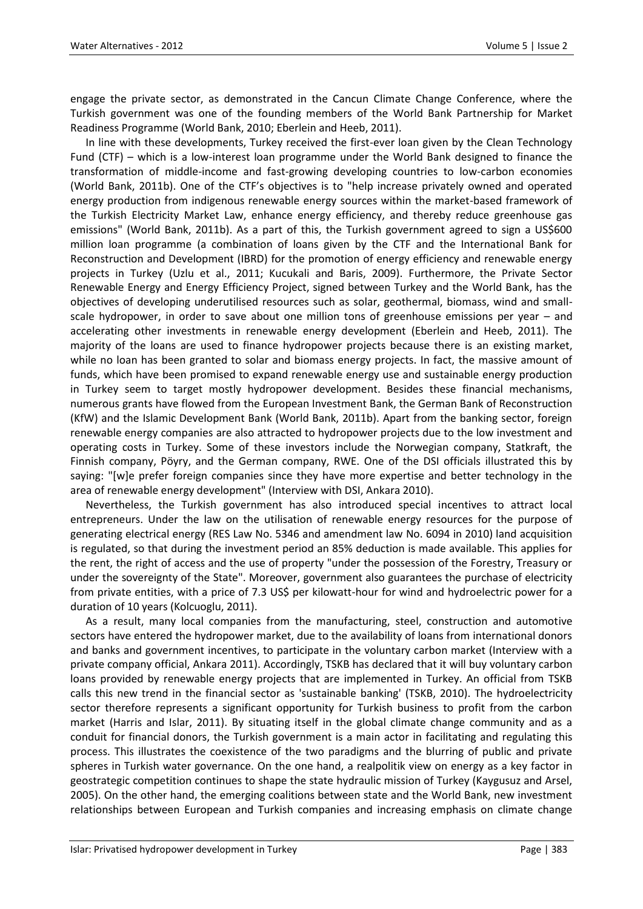engage the private sector, as demonstrated in the Cancun Climate Change Conference, where the Turkish government was one of the founding members of the World Bank Partnership for Market Readiness Programme (World Bank, 2010; Eberlein and Heeb, 2011).

In line with these developments, Turkey received the first-ever loan given by the Clean Technology Fund (CTF) – which is a low-interest loan programme under the World Bank designed to finance the transformation of middle-income and fast-growing developing countries to low-carbon economies (World Bank, 2011b). One of the CTF's objectives is to "help increase privately owned and operated energy production from indigenous renewable energy sources within the market-based framework of the Turkish Electricity Market Law, enhance energy efficiency, and thereby reduce greenhouse gas emissions" (World Bank, 2011b). As a part of this, the Turkish government agreed to sign a US$600 million loan programme (a combination of loans given by the CTF and the International Bank for Reconstruction and Development (IBRD) for the promotion of energy efficiency and renewable energy projects in Turkey (Uzlu et al., 2011; Kucukali and Baris, 2009). Furthermore, the Private Sector Renewable Energy and Energy Efficiency Project, signed between Turkey and the World Bank, has the objectives of developing underutilised resources such as solar, geothermal, biomass, wind and small-scale hydropower, in order to save about one million tons of greenhouse emissions per year – and accelerating other investments in renewable energy development (Eberlein and Heeb, 2011). The majority of the loans are used to finance hydropower projects because there is an existing market, while no loan has been granted to solar and biomass energy projects. In fact, the massive amount of funds, which have been promised to expand renewable energy use and sustainable energy production in Turkey seem to target mostly hydropower development. Besides these financial mechanisms, numerous grants have flowed from the European Investment Bank, the German Bank of Reconstruction (KfW) and the Islamic Development Bank (World Bank, 2011b). Apart from the banking sector, foreign renewable energy companies are also attracted to hydropower projects due to the low investment and operating costs in Turkey. Some of these investors include the Norwegian company, Statkraft, the Finnish company, Pöyry, and the German company, RWE. One of the DSI officials illustrated this by saying: "[w]e prefer foreign companies since they have more expertise and better technology in the area of renewable energy development" (Interview with DSI, Ankara 2010).

Nevertheless, the Turkish government has also introduced special incentives to attract local entrepreneurs. Under the law on the utilisation of renewable energy resources for the purpose of generating electrical energy (RES Law No. 5346 and amendment law No. 6094 in 2010) land acquisition is regulated, so that during the investment period an 85% deduction is made available. This applies for the rent, the right of access and the use of property "under the possession of the Forestry, Treasury or under the sovereignty of the State". Moreover, government also guarantees the purchase of electricity from private entities, with a price of 7.3 US$ per kilowatt-hour for wind and hydroelectric power for a duration of 10 years (Kolcuoglu, 2011).

As a result, many local companies from the manufacturing, steel, construction and automotive sectors have entered the hydropower market, due to the availability of loans from international donors and banks and government incentives, to participate in the voluntary carbon market (Interview with a private company official, Ankara 2011). Accordingly, TSKB has declared that it will buy voluntary carbon loans provided by renewable energy projects that are implemented in Turkey. An official from TSKB calls this new trend in the financial sector as 'sustainable banking' (TSKB, 2010). The hydroelectricity sector therefore represents a significant opportunity for Turkish business to profit from the carbon market (Harris and Islar, 2011). By situating itself in the global climate change community and as a conduit for financial donors, the Turkish government is a main actor in facilitating and regulating this process. This illustrates the coexistence of the two paradigms and the blurring of public and private spheres in Turkish water governance. On the one hand, a realpolitik view on energy as a key factor in geostrategic competition continues to shape the state hydraulic mission of Turkey (Kaygusuz and Arsel, 2005). On the other hand, the emerging coalitions between state and the World Bank, new investment relationships between European and Turkish companies and increasing emphasis on climate change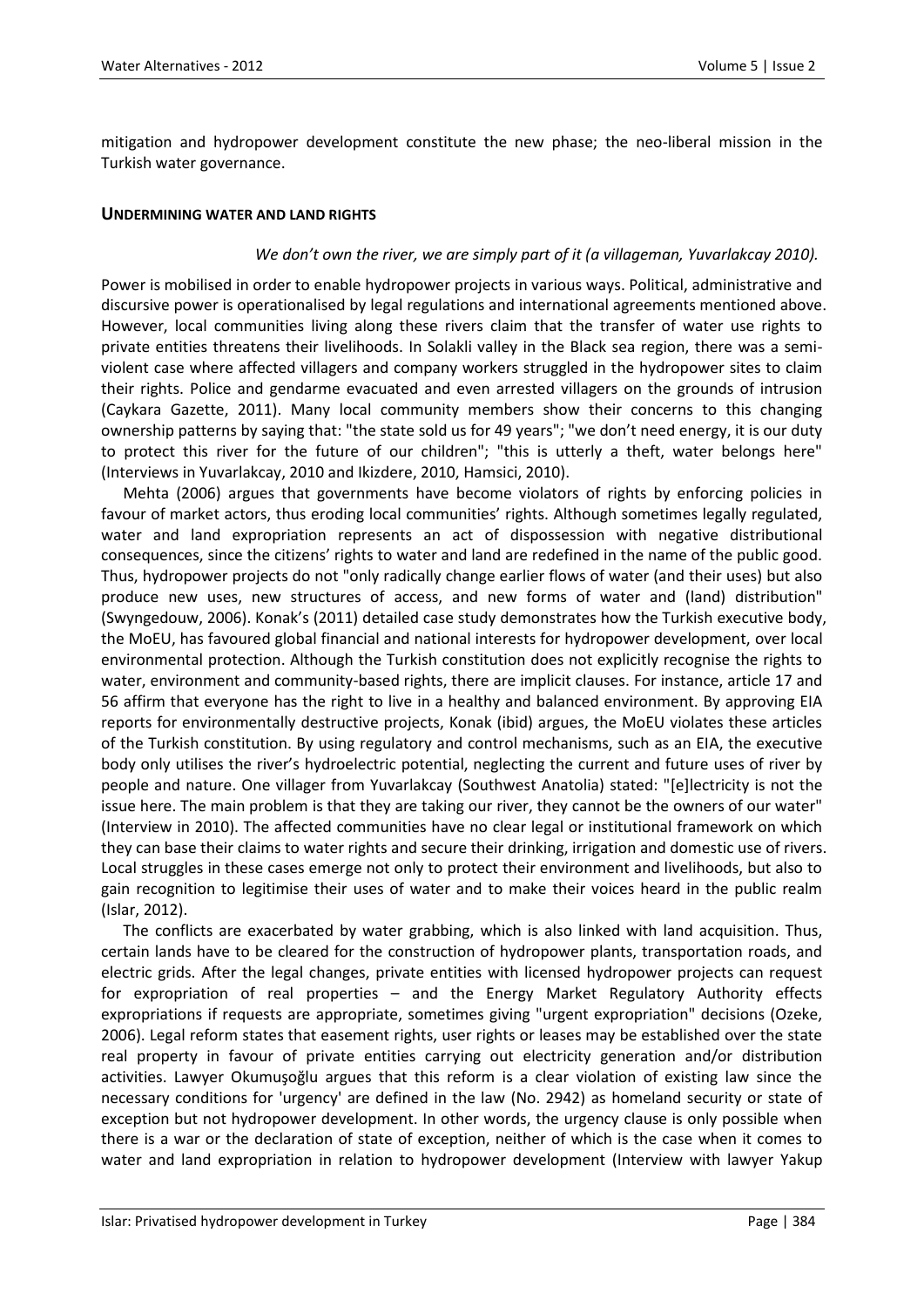mitigation and hydropower development constitute the new phase; the neo-liberal mission in the Turkish water governance.

## UNDERMINING WATER AND LAND RIGHTS

*We don't own the river, we are simply part of it (a villageman, Yuvarlakcay 2010).*

Power is mobilised in order to enable hydropower projects in various ways. Political, administrative and discursive power is operationalised by legal regulations and international agreements mentioned above. However, local communities living along these rivers claim that the transfer of water use rights to private entities threatens their livelihoods. In Solakli valley in the Black sea region, there was a semi-violent case where affected villagers and company workers struggled in the hydropower sites to claim their rights. Police and gendarme evacuated and even arrested villagers on the grounds of intrusion (Caykara Gazette, 2011). Many local community members show their concerns to this changing ownership patterns by saying that: "the state sold us for 49 years"; "we don't need energy, it is our duty to protect this river for the future of our children"; "this is utterly a theft, water belongs here" (Interviews in Yuvarlakcay, 2010 and Ikizdere, 2010, Hamsici, 2010).

Mehta (2006) argues that governments have become violators of rights by enforcing policies in favour of market actors, thus eroding local communities' rights. Although sometimes legally regulated, water and land expropriation represents an act of dispossession with negative distributional consequences, since the citizens' rights to water and land are redefined in the name of the public good. Thus, hydropower projects do not "only radically change earlier flows of water (and their uses) but also produce new uses, new structures of access, and new forms of water and (land) distribution" (Swyngedouw, 2006). Konak's (2011) detailed case study demonstrates how the Turkish executive body, the MoEU, has favoured global financial and national interests for hydropower development, over local environmental protection. Although the Turkish constitution does not explicitly recognise the rights to water, environment and community-based rights, there are implicit clauses. For instance, article 17 and 56 affirm that everyone has the right to live in a healthy and balanced environment. By approving EIA reports for environmentally destructive projects, Konak (ibid) argues, the MoEU violates these articles of the Turkish constitution. By using regulatory and control mechanisms, such as an EIA, the executive body only utilises the river's hydroelectric potential, neglecting the current and future uses of river by people and nature. One villager from Yuvarlakcay (Southwest Anatolia) stated: "[e]lectricity is not the issue here. The main problem is that they are taking our river, they cannot be the owners of our water" (Interview in 2010). The affected communities have no clear legal or institutional framework on which they can base their claims to water rights and secure their drinking, irrigation and domestic use of rivers. Local struggles in these cases emerge not only to protect their environment and livelihoods, but also to gain recognition to legitimise their uses of water and to make their voices heard in the public realm (Islar, 2012).

The conflicts are exacerbated by water grabbing, which is also linked with land acquisition. Thus, certain lands have to be cleared for the construction of hydropower plants, transportation roads, and electric grids. After the legal changes, private entities with licensed hydropower projects can request for expropriation of real properties – and the Energy Market Regulatory Authority effects expropriations if requests are appropriate, sometimes giving "urgent expropriation" decisions (Ozeke, 2006). Legal reform states that easement rights, user rights or leases may be established over the state real property in favour of private entities carrying out electricity generation and/or distribution activities. Lawyer Okumuşoğlu argues that this reform is a clear violation of existing law since the necessary conditions for 'urgency' are defined in the law (No. 2942) as homeland security or state of exception but not hydropower development. In other words, the urgency clause is only possible when there is a war or the declaration of state of exception, neither of which is the case when it comes to water and land expropriation in relation to hydropower development (Interview with lawyer Yakup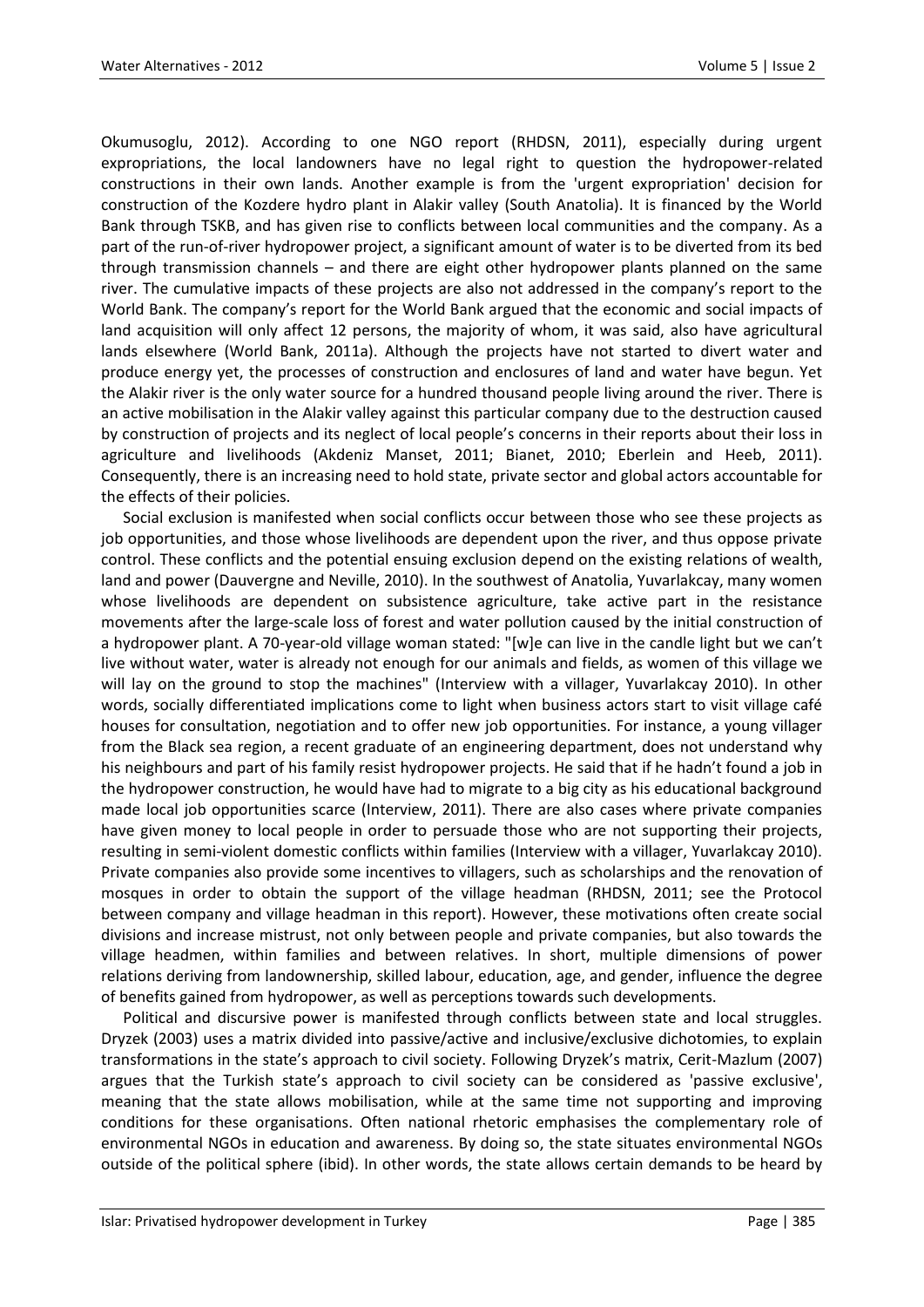Okumusoglu, 2012). According to one NGO report (RHDSN, 2011), especially during urgent expropriations, the local landowners have no legal right to question the hydropower-related constructions in their own lands. Another example is from the 'urgent expropriation' decision for construction of the Kozdere hydro plant in Alakir valley (South Anatolia). It is financed by the World Bank through TSKB, and has given rise to conflicts between local communities and the company. As a part of the run-of-river hydropower project, a significant amount of water is to be diverted from its bed through transmission channels – and there are eight other hydropower plants planned on the same river. The cumulative impacts of these projects are also not addressed in the company's report to the World Bank. The company's report for the World Bank argued that the economic and social impacts of land acquisition will only affect 12 persons, the majority of whom, it was said, also have agricultural lands elsewhere (World Bank, 2011a). Although the projects have not started to divert water and produce energy yet, the processes of construction and enclosures of land and water have begun. Yet the Alakir river is the only water source for a hundred thousand people living around the river. There is an active mobilisation in the Alakir valley against this particular company due to the destruction caused by construction of projects and its neglect of local people's concerns in their reports about their loss in agriculture and livelihoods (Akdeniz Manset, 2011; Bianet, 2010; Eberlein and Heeb, 2011). Consequently, there is an increasing need to hold state, private sector and global actors accountable for the effects of their policies.

Social exclusion is manifested when social conflicts occur between those who see these projects as job opportunities, and those whose livelihoods are dependent upon the river, and thus oppose private control. These conflicts and the potential ensuing exclusion depend on the existing relations of wealth, land and power (Dauvergne and Neville, 2010). In the southwest of Anatolia, Yuvarlakcay, many women whose livelihoods are dependent on subsistence agriculture, take active part in the resistance movements after the large-scale loss of forest and water pollution caused by the initial construction of a hydropower plant. A 70-year-old village woman stated: "[w]e can live in the candle light but we can't live without water, water is already not enough for our animals and fields, as women of this village we will lay on the ground to stop the machines" (Interview with a villager, Yuvarlakcay 2010). In other words, socially differentiated implications come to light when business actors start to visit village café houses for consultation, negotiation and to offer new job opportunities. For instance, a young villager from the Black sea region, a recent graduate of an engineering department, does not understand why his neighbours and part of his family resist hydropower projects. He said that if he hadn't found a job in the hydropower construction, he would have had to migrate to a big city as his educational background made local job opportunities scarce (Interview, 2011). There are also cases where private companies have given money to local people in order to persuade those who are not supporting their projects, resulting in semi-violent domestic conflicts within families (Interview with a villager, Yuvarlakcay 2010). Private companies also provide some incentives to villagers, such as scholarships and the renovation of mosques in order to obtain the support of the village headman (RHDSN, 2011; see the Protocol between company and village headman in this report). However, these motivations often create social divisions and increase mistrust, not only between people and private companies, but also towards the village headmen, within families and between relatives. In short, multiple dimensions of power relations deriving from landownership, skilled labour, education, age, and gender, influence the degree of benefits gained from hydropower, as well as perceptions towards such developments.

Political and discursive power is manifested through conflicts between state and local struggles. Dryzek (2003) uses a matrix divided into passive/active and inclusive/exclusive dichotomies, to explain transformations in the state's approach to civil society. Following Dryzek's matrix, Cerit-Mazlum (2007) argues that the Turkish state's approach to civil society can be considered as 'passive exclusive', meaning that the state allows mobilisation, while at the same time not supporting and improving conditions for these organisations. Often national rhetoric emphasises the complementary role of environmental NGOs in education and awareness. By doing so, the state situates environmental NGOs outside of the political sphere (ibid). In other words, the state allows certain demands to be heard by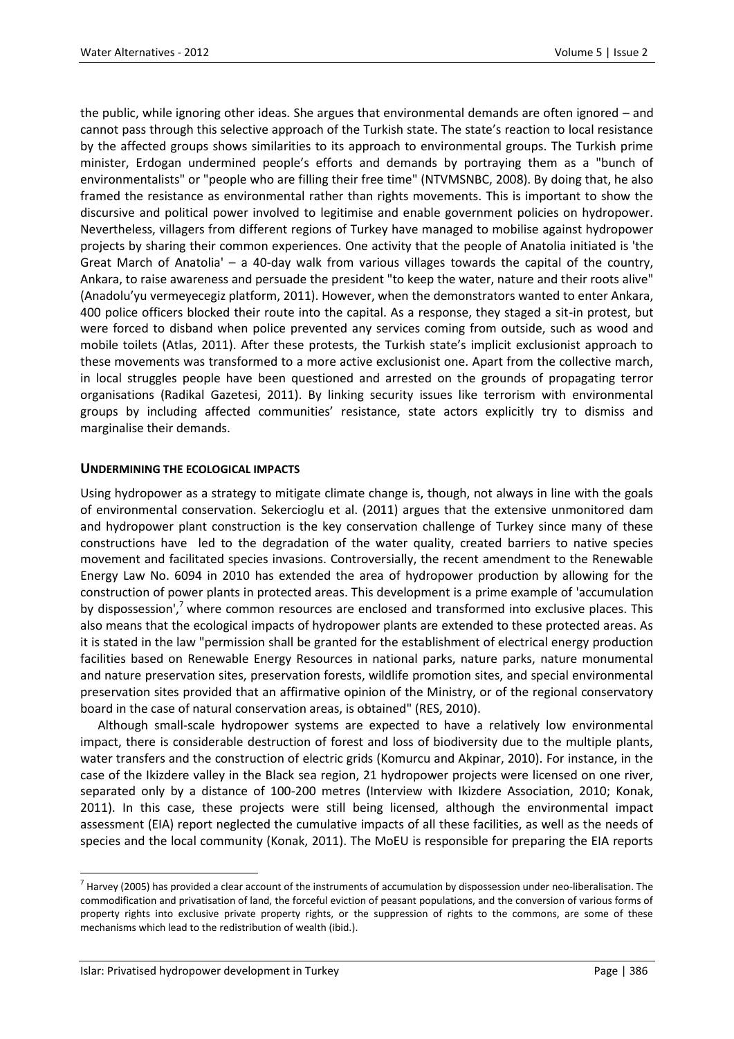the public, while ignoring other ideas. She argues that environmental demands are often ignored – and cannot pass through this selective approach of the Turkish state. The state's reaction to local resistance by the affected groups shows similarities to its approach to environmental groups. The Turkish prime minister, Erdogan undermined people's efforts and demands by portraying them as a "bunch of environmentalists" or "people who are filling their free time" (NTVMSNBC, 2008). By doing that, he also framed the resistance as environmental rather than rights movements. This is important to show the discursive and political power involved to legitimise and enable government policies on hydropower. Nevertheless, villagers from different regions of Turkey have managed to mobilise against hydropower projects by sharing their common experiences. One activity that the people of Anatolia initiated is 'the Great March of Anatolia' – a 40-day walk from various villages towards the capital of the country, Ankara, to raise awareness and persuade the president "to keep the water, nature and their roots alive" (Anadolu'yu vermeyecegiz platform, 2011). However, when the demonstrators wanted to enter Ankara, 400 police officers blocked their route into the capital. As a response, they staged a sit-in protest, but were forced to disband when police prevented any services coming from outside, such as wood and mobile toilets (Atlas, 2011). After these protests, the Turkish state's implicit exclusionist approach to these movements was transformed to a more active exclusionist one. Apart from the collective march, in local struggles people have been questioned and arrested on the grounds of propagating terror organisations (Radikal Gazetesi, 2011). By linking security issues like terrorism with environmental groups by including affected communities' resistance, state actors explicitly try to dismiss and marginalise their demands.

## UNDERMINING THE ECOLOGICAL IMPACTS

Using hydropower as a strategy to mitigate climate change is, though, not always in line with the goals of environmental conservation. Sekercioglu et al. (2011) argues that the extensive unmonitored dam and hydropower plant construction is the key conservation challenge of Turkey since many of these constructions have led to the degradation of the water quality, created barriers to native species movement and facilitated species invasions. Controversially, the recent amendment to the Renewable Energy Law No. 6094 in 2010 has extended the area of hydropower production by allowing for the construction of power plants in protected areas. This development is a prime example of 'accumulation by dispossession',[7] where common resources are enclosed and transformed into exclusive places. This also means that the ecological impacts of hydropower plants are extended to these protected areas. As it is stated in the law "permission shall be granted for the establishment of electrical energy production facilities based on Renewable Energy Resources in national parks, nature parks, nature monumental and nature preservation sites, preservation forests, wildlife promotion sites, and special environmental preservation sites provided that an affirmative opinion of the Ministry, or of the regional conservatory board in the case of natural conservation areas, is obtained" (RES, 2010).

Although small-scale hydropower systems are expected to have a relatively low environmental impact, there is considerable destruction of forest and loss of biodiversity due to the multiple plants, water transfers and the construction of electric grids (Komurcu and Akpinar, 2010). For instance, in the case of the Ikizdere valley in the Black sea region, 21 hydropower projects were licensed on one river, separated only by a distance of 100-200 metres (Interview with Ikizdere Association, 2010; Konak, 2011). In this case, these projects were still being licensed, although the environmental impact assessment (EIA) report neglected the cumulative impacts of all these facilities, as well as the needs of species and the local community (Konak, 2011). The MoEU is responsible for preparing the EIA reports

[7] Harvey (2005) has provided a clear account of the instruments of accumulation by dispossession under neo-liberalisation. The commodification and privatisation of land, the forceful eviction of peasant populations, and the conversion of various forms of property rights into exclusive private property rights, or the suppression of rights to the commons, are some of these mechanisms which lead to the redistribution of wealth (ibid.).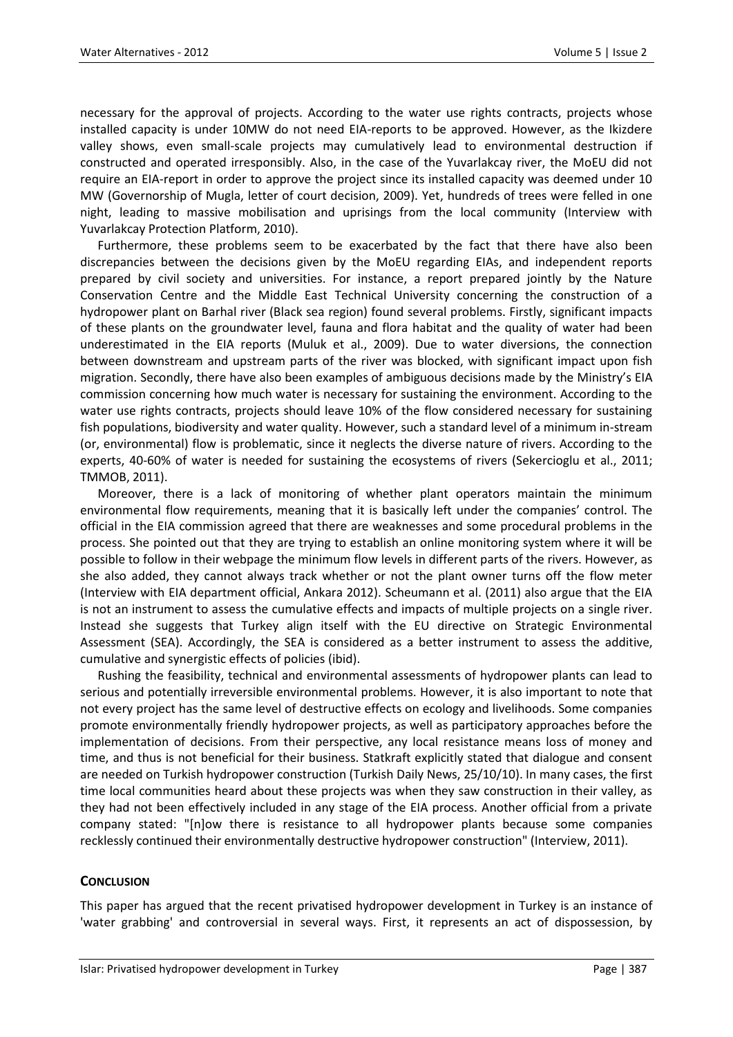necessary for the approval of projects. According to the water use rights contracts, projects whose installed capacity is under 10MW do not need EIA-reports to be approved. However, as the Ikizdere valley shows, even small-scale projects may cumulatively lead to environmental destruction if constructed and operated irresponsibly. Also, in the case of the Yuvarlakcay river, the MoEU did not require an EIA-report in order to approve the project since its installed capacity was deemed under 10 MW (Governorship of Mugla, letter of court decision, 2009). Yet, hundreds of trees were felled in one night, leading to massive mobilisation and uprisings from the local community (Interview with Yuvarlakcay Protection Platform, 2010).

Furthermore, these problems seem to be exacerbated by the fact that there have also been discrepancies between the decisions given by the MoEU regarding EIAs, and independent reports prepared by civil society and universities. For instance, a report prepared jointly by the Nature Conservation Centre and the Middle East Technical University concerning the construction of a hydropower plant on Barhal river (Black sea region) found several problems. Firstly, significant impacts of these plants on the groundwater level, fauna and flora habitat and the quality of water had been underestimated in the EIA reports (Muluk et al., 2009). Due to water diversions, the connection between downstream and upstream parts of the river was blocked, with significant impact upon fish migration. Secondly, there have also been examples of ambiguous decisions made by the Ministry's EIA commission concerning how much water is necessary for sustaining the environment. According to the water use rights contracts, projects should leave 10% of the flow considered necessary for sustaining fish populations, biodiversity and water quality. However, such a standard level of a minimum in-stream (or, environmental) flow is problematic, since it neglects the diverse nature of rivers. According to the experts, 40-60% of water is needed for sustaining the ecosystems of rivers (Sekercioglu et al., 2011; TMMOB, 2011).

Moreover, there is a lack of monitoring of whether plant operators maintain the minimum environmental flow requirements, meaning that it is basically left under the companies' control. The official in the EIA commission agreed that there are weaknesses and some procedural problems in the process. She pointed out that they are trying to establish an online monitoring system where it will be possible to follow in their webpage the minimum flow levels in different parts of the rivers. However, as she also added, they cannot always track whether or not the plant owner turns off the flow meter (Interview with EIA department official, Ankara 2012). Scheumann et al. (2011) also argue that the EIA is not an instrument to assess the cumulative effects and impacts of multiple projects on a single river. Instead she suggests that Turkey align itself with the EU directive on Strategic Environmental Assessment (SEA). Accordingly, the SEA is considered as a better instrument to assess the additive, cumulative and synergistic effects of policies (ibid).

Rushing the feasibility, technical and environmental assessments of hydropower plants can lead to serious and potentially irreversible environmental problems. However, it is also important to note that not every project has the same level of destructive effects on ecology and livelihoods. Some companies promote environmentally friendly hydropower projects, as well as participatory approaches before the implementation of decisions. From their perspective, any local resistance means loss of money and time, and thus is not beneficial for their business. Statkraft explicitly stated that dialogue and consent are needed on Turkish hydropower construction (Turkish Daily News, 25/10/10). In many cases, the first time local communities heard about these projects was when they saw construction in their valley, as they had not been effectively included in any stage of the EIA process. Another official from a private company stated: "[n]ow there is resistance to all hydropower plants because some companies recklessly continued their environmentally destructive hydropower construction" (Interview, 2011).

## Conclusion

This paper has argued that the recent privatised hydropower development in Turkey is an instance of 'water grabbing' and controversial in several ways. First, it represents an act of dispossession, by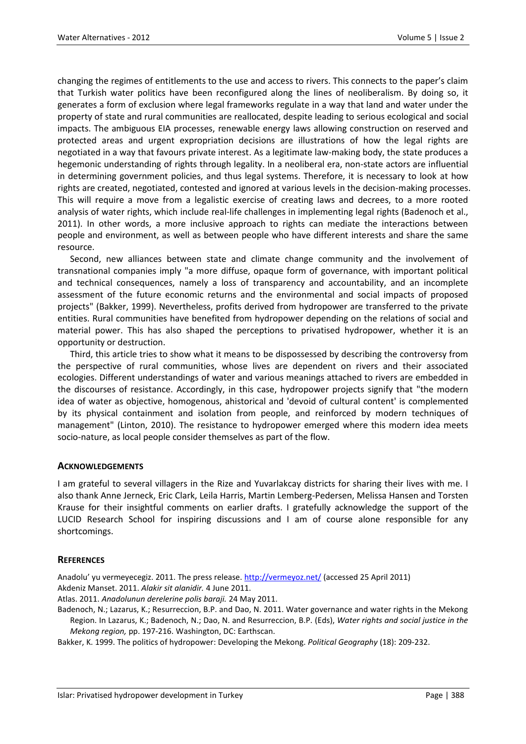changing the regimes of entitlements to the use and access to rivers. This connects to the paper's claim that Turkish water politics have been reconfigured along the lines of neoliberalism. By doing so, it generates a form of exclusion where legal frameworks regulate in a way that land and water under the property of state and rural communities are reallocated, despite leading to serious ecological and social impacts. The ambiguous EIA processes, renewable energy laws allowing construction on reserved and protected areas and urgent expropriation decisions are illustrations of how the legal rights are negotiated in a way that favours private interest. As a legitimate law-making body, the state produces a hegemonic understanding of rights through legality. In a neoliberal era, non-state actors are influential in determining government policies, and thus legal systems. Therefore, it is necessary to look at how rights are created, negotiated, contested and ignored at various levels in the decision-making processes. This will require a move from a legalistic exercise of creating laws and decrees, to a more rooted analysis of water rights, which include real-life challenges in implementing legal rights (Badenoch et al., 2011). In other words, a more inclusive approach to rights can mediate the interactions between people and environment, as well as between people who have different interests and share the same resource.

Second, new alliances between state and climate change community and the involvement of transnational companies imply "a more diffuse, opaque form of governance, with important political and technical consequences, namely a loss of transparency and accountability, and an incomplete assessment of the future economic returns and the environmental and social impacts of proposed projects" (Bakker, 1999). Nevertheless, profits derived from hydropower are transferred to the private entities. Rural communities have benefited from hydropower depending on the relations of social and material power. This has also shaped the perceptions to privatised hydropower, whether it is an opportunity or destruction.

Third, this article tries to show what it means to be dispossessed by describing the controversy from the perspective of rural communities, whose lives are dependent on rivers and their associated ecologies. Different understandings of water and various meanings attached to rivers are embedded in the discourses of resistance. Accordingly, in this case, hydropower projects signify that "the modern idea of water as objective, homogenous, ahistorical and 'devoid of cultural content' is complemented by its physical containment and isolation from people, and reinforced by modern techniques of management" (Linton, 2010). The resistance to hydropower emerged where this modern idea meets socio-nature, as local people consider themselves as part of the flow.

## ACKNOWLEDGEMENTS

I am grateful to several villagers in the Rize and Yuvarlakcay districts for sharing their lives with me. I also thank Anne Jerneck, Eric Clark, Leila Harris, Martin Lemberg-Pedersen, Melissa Hansen and Torsten Krause for their insightful comments on earlier drafts. I gratefully acknowledge the support of the LUCID Research School for inspiring discussions and I am of course alone responsible for any shortcomings.

## REFERENCES

Anadolu' yu vermeyecegiz. 2011. The press release. http://vermeyoz.net/ (accessed 25 April 2011)

Akdeniz Manset. 2011. *Alakir sit alanidir.* 4 June 2011.

Atlas. 2011. *Anadolunun derelerine polis baraji.* 24 May 2011.

Badenoch, N.; Lazarus, K.; Resurreccion, B.P. and Dao, N. 2011. Water governance and water rights in the Mekong Region. In Lazarus, K.; Badenoch, N.; Dao, N. and Resurreccion, B.P. (Eds), *Water rights and social justice in the Mekong region,* pp. 197-216. Washington, DC: Earthscan.

Bakker, K. 1999. The politics of hydropower: Developing the Mekong. *Political Geography* (18): 209-232.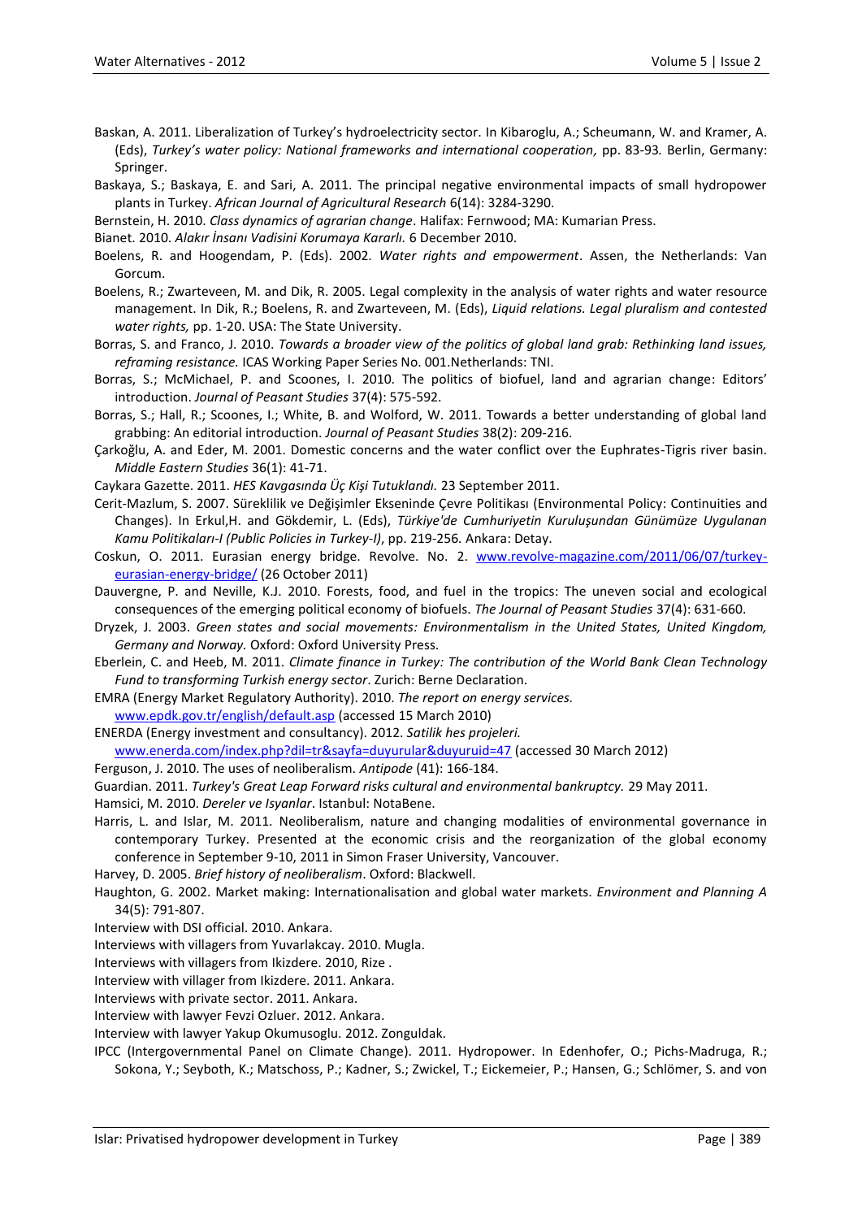Baskan, A. 2011. Liberalization of Turkey's hydroelectricity sector. In Kibaroglu, A.; Scheumann, W. and Kramer, A. (Eds), *Turkey's water policy: National frameworks and international cooperation,* pp. 83-93*.* Berlin, Germany: Springer.

Baskaya, S.; Baskaya, E. and Sari, A. 2011. The principal negative environmental impacts of small hydropower plants in Turkey. *African Journal of Agricultural Research* 6(14): 3284-3290.

Bernstein, H. 2010. *Class dynamics of agrarian change*. Halifax: Fernwood; MA: Kumarian Press.

Bianet. 2010. *Alakır İnsanı Vadisini Korumaya Kararlı.* 6 December 2010.

Boelens, R. and Hoogendam, P. (Eds). 2002. *Water rights and empowerment*. Assen, the Netherlands: Van Gorcum.

Boelens, R.; Zwarteveen, M. and Dik, R. 2005. Legal complexity in the analysis of water rights and water resource management. In Dik, R.; Boelens, R. and Zwarteveen, M. (Eds), *Liquid relations. Legal pluralism and contested water rights,* pp. 1-20. USA: The State University.

Borras, S. and Franco, J. 2010. *Towards a broader view of the politics of global land grab: Rethinking land issues, reframing resistance.* ICAS Working Paper Series No. 001.Netherlands: TNI.

Borras, S.; McMichael, P. and Scoones, I. 2010. The politics of biofuel, land and agrarian change: Editors' introduction. *Journal of Peasant Studies* 37(4): 575-592.

Borras, S.; Hall, R.; Scoones, I.; White, B. and Wolford, W. 2011. Towards a better understanding of global land grabbing: An editorial introduction. *Journal of Peasant Studies* 38(2): 209-216.

Çarkoğlu, A. and Eder, M. 2001. Domestic concerns and the water conflict over the Euphrates-Tigris river basin. *Middle Eastern Studies* 36(1): 41-71.

Caykara Gazette. 2011. *HES Kavgasında Üç Kişi Tutuklandı.* 23 September 2011.

Cerit-Mazlum, S. 2007. Süreklilik ve Değişimler Ekseninde Çevre Politikası (Environmental Policy: Continuities and Changes). In Erkul,H. and Gökdemir, L. (Eds), *Türkiye'de Cumhuriyetin Kuruluşundan Günümüze Uygulanan Kamu Politikaları-I (Public Policies in Turkey-I)*, pp. 219-256*.* Ankara: Detay.

Coskun, O. 2011. Eurasian energy bridge. Revolve. No. 2. www.revolve-magazine.com/2011/06/07/turkey-eurasian-energy-bridge/ (26 October 2011)

Dauvergne, P. and Neville, K.J. 2010. Forests, food, and fuel in the tropics: The uneven social and ecological consequences of the emerging political economy of biofuels. *The Journal of Peasant Studies* 37(4): 631-660.

Dryzek, J. 2003. *Green states and social movements: Environmentalism in the United States, United Kingdom, Germany and Norway.* Oxford: Oxford University Press.

Eberlein, C. and Heeb, M. 2011. *Climate finance in Turkey: The contribution of the World Bank Clean Technology Fund to transforming Turkish energy sector*. Zurich: Berne Declaration.

EMRA (Energy Market Regulatory Authority). 2010. *The report on energy services.* www.epdk.gov.tr/english/default.asp (accessed 15 March 2010)

ENERDA (Energy investment and consultancy). 2012. *Satilik hes projeleri.* www.enerda.com/index.php?dil=tr&sayfa=duyurular&duyuruid=47 (accessed 30 March 2012)

Ferguson, J. 2010. The uses of neoliberalism. *Antipode* (41): 166-184.

Guardian. 2011. *Turkey's Great Leap Forward risks cultural and environmental bankruptcy.* 29 May 2011.

Hamsici, M. 2010. *Dereler ve Isyanlar*. Istanbul: NotaBene.

Harris, L. and Islar, M. 2011. Neoliberalism, nature and changing modalities of environmental governance in contemporary Turkey. Presented at the economic crisis and the reorganization of the global economy conference in September 9-10, 2011 in Simon Fraser University, Vancouver.

Harvey, D. 2005. *Brief history of neoliberalism*. Oxford: Blackwell.

Haughton, G. 2002. Market making: Internationalisation and global water markets. *Environment and Planning A* 34(5): 791-807.

Interview with DSI official. 2010. Ankara.

Interviews with villagers from Yuvarlakcay. 2010. Mugla.

Interviews with villagers from Ikizdere. 2010, Rize .

Interview with villager from Ikizdere. 2011. Ankara.

Interviews with private sector. 2011. Ankara.

Interview with lawyer Fevzi Ozluer. 2012. Ankara.

Interview with lawyer Yakup Okumusoglu. 2012. Zonguldak.

IPCC (Intergovernmental Panel on Climate Change). 2011. Hydropower. In Edenhofer, O.; Pichs-Madruga, R.; Sokona, Y.; Seyboth, K.; Matschoss, P.; Kadner, S.; Zwickel, T.; Eickemeier, P.; Hansen, G.; Schlömer, S. and von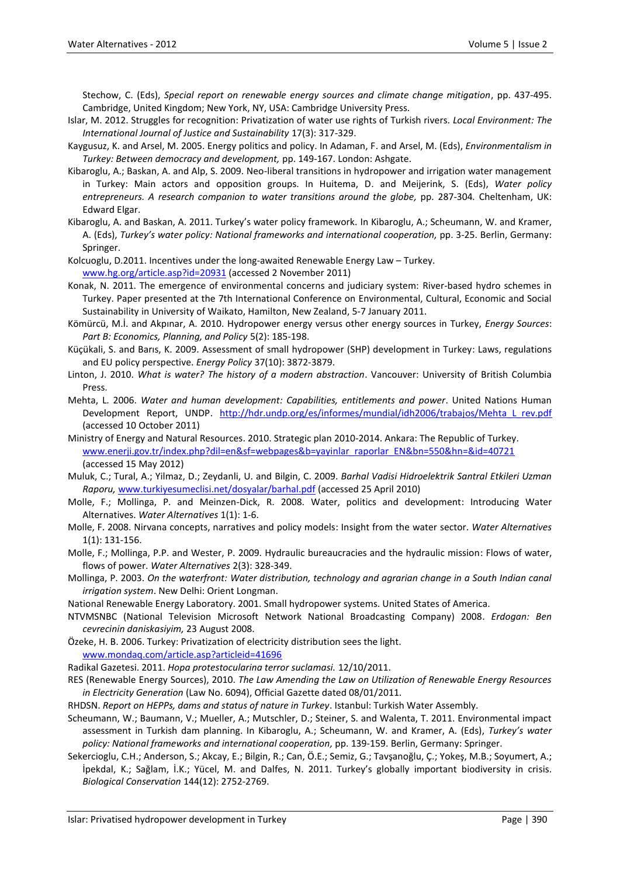Stechow, C. (Eds), *Special report on renewable energy sources and climate change mitigation*, pp. 437-495. Cambridge, United Kingdom; New York, NY, USA: Cambridge University Press.

Islar, M. 2012. Struggles for recognition: Privatization of water use rights of Turkish rivers. *Local Environment: The International Journal of Justice and Sustainability* 17(3): 317-329.

Kaygusuz, K. and Arsel, M. 2005. Energy politics and policy. In Adaman, F. and Arsel, M. (Eds), *Environmentalism in Turkey: Between democracy and development,* pp. 149-167. London: Ashgate.

Kibaroglu, A.; Baskan, A. and Alp, S. 2009. Neo-liberal transitions in hydropower and irrigation water management in Turkey: Main actors and opposition groups. In Huitema, D. and Meijerink, S. (Eds), *Water policy entrepreneurs. A research companion to water transitions around the globe,* pp. 287-304. Cheltenham, UK: Edward Elgar.

Kibaroglu, A. and Baskan, A. 2011. Turkey's water policy framework. In Kibaroglu, A.; Scheumann, W. and Kramer, A. (Eds), *Turkey's water policy: National frameworks and international cooperation,* pp. 3-25. Berlin, Germany: Springer.

Kolcuoglu, D.2011. Incentives under the long-awaited Renewable Energy Law – Turkey. www.hg.org/article.asp?id=20931 (accessed 2 November 2011)

Konak, N. 2011. The emergence of environmental concerns and judiciary system: River-based hydro schemes in Turkey. Paper presented at the 7th International Conference on Environmental, Cultural, Economic and Social Sustainability in University of Waikato, Hamilton, New Zealand, 5-7 January 2011.

Kömürcü, M.İ. and Akpınar, A. 2010. Hydropower energy versus other energy sources in Turkey, *Energy Sources*: *Part B: Economics, Planning, and Policy* 5(2): 185-198.

Küçükali, S. and Barıs, K. 2009. Assessment of small hydropower (SHP) development in Turkey: Laws, regulations and EU policy perspective. *Energy Policy* 37(10): 3872-3879.

Linton, J. 2010. *What is water? The history of a modern abstraction*. Vancouver: University of British Columbia Press.

Mehta, L. 2006. *Water and human development: Capabilities, entitlements and power*. United Nations Human Development Report, UNDP. http://hdr.undp.org/es/informes/mundial/idh2006/trabajos/Mehta_L_rev.pdf (accessed 10 October 2011)

Ministry of Energy and Natural Resources. 2010. Strategic plan 2010-2014. Ankara: The Republic of Turkey. www.enerji.gov.tr/index.php?dil=en&sf=webpages&b=yayinlar_raporlar_EN&bn=550&hn=&id=40721 (accessed 15 May 2012)

Muluk, C.; Tural, A.; Yilmaz, D.; Zeydanli, U. and Bilgin, C. 2009. *Barhal Vadisi Hidroelektrik Santral Etkileri Uzman Raporu,* www.turkiyesumeclisi.net/dosyalar/barhal.pdf (accessed 25 April 2010)

Molle, F.; Mollinga, P. and Meinzen-Dick, R. 2008. Water, politics and development: Introducing Water Alternatives. *Water Alternatives* 1(1): 1-6.

Molle, F. 2008. Nirvana concepts, narratives and policy models: Insight from the water sector. *Water Alternatives* 1(1): 131-156.

Molle, F.; Mollinga, P.P. and Wester, P. 2009. Hydraulic bureaucracies and the hydraulic mission: Flows of water, flows of power. *Water Alternatives* 2(3): 328-349.

Mollinga, P. 2003. *On the waterfront: Water distribution, technology and agrarian change in a South Indian canal irrigation system*. New Delhi: Orient Longman.

National Renewable Energy Laboratory. 2001. Small hydropower systems. United States of America.

NTVMSNBC (National Television Microsoft Network National Broadcasting Company) 2008. *Erdogan: Ben cevrecinin daniskasiyim,* 23 August 2008.

Özeke, H. B. 2006. Turkey: Privatization of electricity distribution sees the light. www.mondaq.com/article.asp?articleid=41696

Radikal Gazetesi. 2011. *Hopa protestocularina terror suclamasi.* 12/10/2011.

RES (Renewable Energy Sources), 2010. *The Law Amending the Law on Utilization of Renewable Energy Resources in Electricity Generation* (Law No. 6094), Official Gazette dated 08/01/2011.

RHDSN. *Report on HEPPs, dams and status of nature in Turkey*. Istanbul: Turkish Water Assembly.

Scheumann, W.; Baumann, V.; Mueller, A.; Mutschler, D.; Steiner, S. and Walenta, T. 2011. Environmental impact assessment in Turkish dam planning. In Kibaroglu, A.; Scheumann, W. and Kramer, A. (Eds), *Turkey's water policy: National frameworks and international cooperation,* pp. 139-159. Berlin, Germany: Springer.

Sekercioglu, C.H.; Anderson, S.; Akcay, E.; Bilgin, R.; Can, Ö.E.; Semiz, G.; Tavşanoğlu, Ç.; Yokeş, M.B.; Soyumert, A.; İpekdal, K.; Sağlam, İ.K.; Yücel, M. and Dalfes, N. 2011. Turkey's globally important biodiversity in crisis. *Biological Conservation* 144(12): 2752-2769.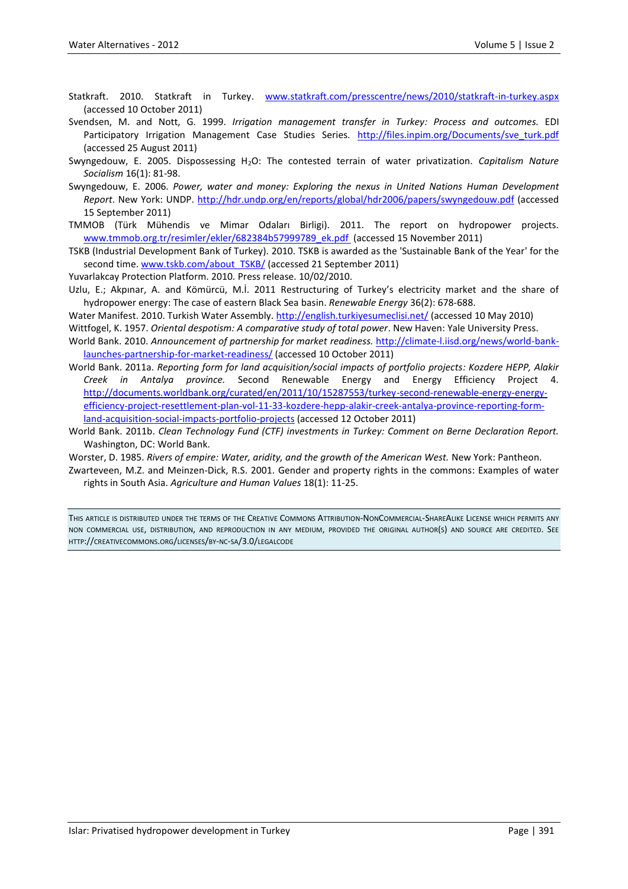Statkraft. 2010. Statkraft in Turkey. www.statkraft.com/presscentre/news/2010/statkraft-in-turkey.aspx (accessed 10 October 2011)

Svendsen, M. and Nott, G. 1999. *Irrigation management transfer in Turkey: Process and outcomes.* EDI Participatory Irrigation Management Case Studies Series. http://files.inpim.org/Documents/sve_turk.pdf (accessed 25 August 2011)

Swyngedouw, E. 2005. Dispossessing $H_2O$: The contested terrain of water privatization. *Capitalism Nature Socialism* 16(1): 81-98.

Swyngedouw, E. 2006. *Power, water and money: Exploring the nexus in United Nations Human Development Report*. New York: UNDP. http://hdr.undp.org/en/reports/global/hdr2006/papers/swyngedouw.pdf (accessed 15 September 2011)

TMMOB (Türk Mühendis ve Mimar Odaları Birligi). 2011. The report on hydropower projects. www.tmmob.org.tr/resimler/ekler/682384b57999789_ek.pdf (accessed 15 November 2011)

TSKB (Industrial Development Bank of Turkey). 2010. TSKB is awarded as the 'Sustainable Bank of the Year' for the second time. www.tskb.com/about_TSKB/ (accessed 21 September 2011)

Yuvarlakcay Protection Platform. 2010. Press release. 10/02/2010.

Uzlu, E.; Akpınar, A. and Kömürcü, M.İ. 2011 Restructuring of Turkey's electricity market and the share of hydropower energy: The case of eastern Black Sea basin. *Renewable Energy* 36(2): 678-688.

Water Manifest. 2010. Turkish Water Assembly. http://english.turkiyesumeclisi.net/ (accessed 10 May 2010)

Wittfogel, K. 1957. *Oriental despotism: A comparative study of total power*. New Haven: Yale University Press.

World Bank. 2010. *Announcement of partnership for market readiness.* http://climate-l.iisd.org/news/world-bank-launches-partnership-for-market-readiness/ (accessed 10 October 2011)

World Bank. 2011a. *Reporting form for land acquisition/social impacts of portfolio projects: Kozdere HEPP, Alakir Creek in Antalya province.* Second Renewable Energy and Energy Efficiency Project 4. http://documents.worldbank.org/curated/en/2011/10/15287553/turkey-second-renewable-energy-energy-efficiency-project-resettlement-plan-vol-11-33-kozdere-hepp-alakir-creek-antalya-province-reporting-form-land-acquisition-social-impacts-portfolio-projects (accessed 12 October 2011)

World Bank. 2011b. *Clean Technology Fund (CTF) investments in Turkey: Comment on Berne Declaration Report.* Washington, DC: World Bank.

Worster, D. 1985. *Rivers of empire: Water, aridity, and the growth of the American West.* New York: Pantheon.

Zwarteveen, M.Z. and Meinzen-Dick, R.S. 2001. Gender and property rights in the commons: Examples of water rights in South Asia. *Agriculture and Human Values* 18(1): 11-25.

THIS ARTICLE IS DISTRIBUTED UNDER THE TERMS OF THE CREATIVE COMMONS ATTRIBUTION-NONCOMMERCIAL-SHAREALIKE LICENSE WHICH PERMITS ANY NON COMMERCIAL USE, DISTRIBUTION, AND REPRODUCTION IN ANY MEDIUM, PROVIDED THE ORIGINAL AUTHOR(S) AND SOURCE ARE CREDITED. SEE HTTP://CREATIVECOMMONS.ORG/LICENSES/BY-NC-SA/3.0/LEGALCODE